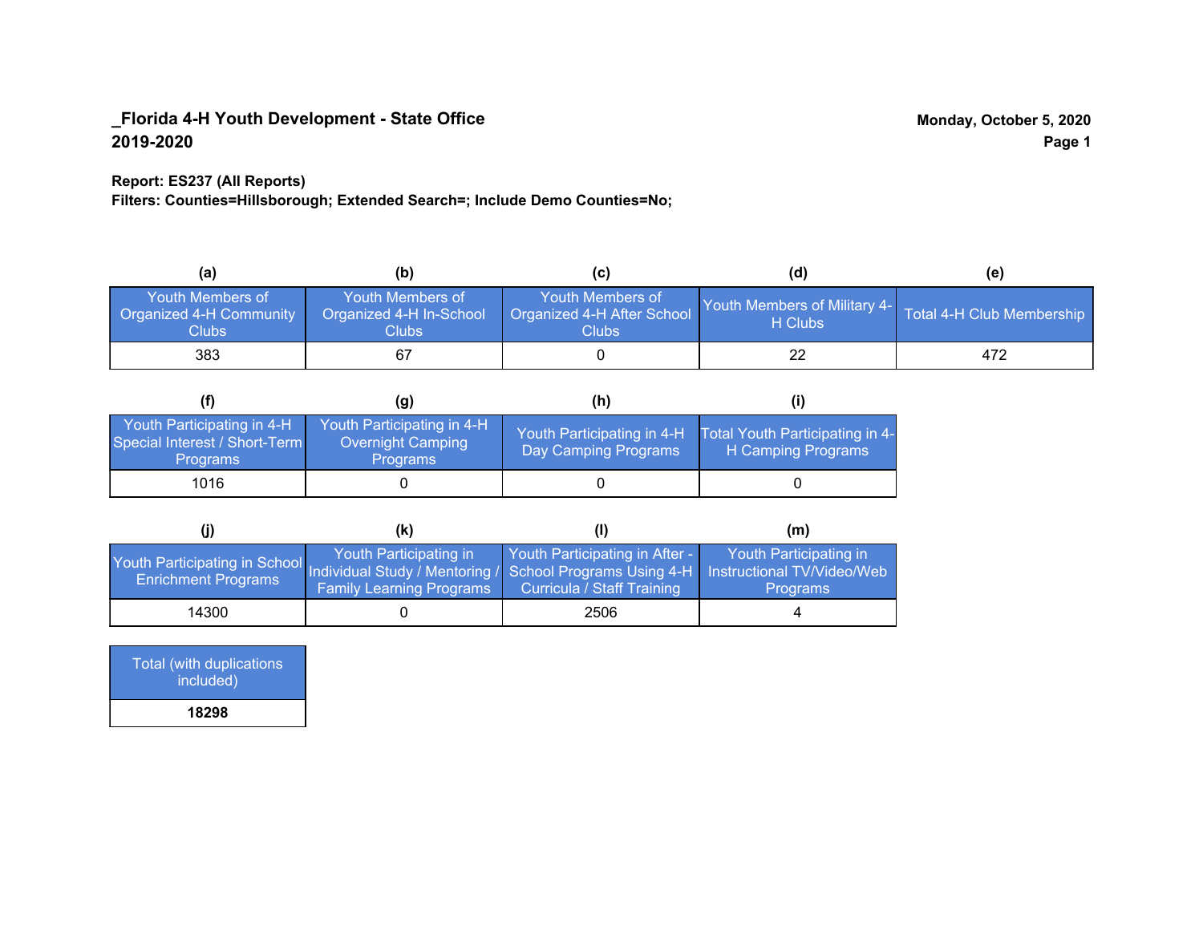**_Florida 4-H Youth Development - State Office**
**2019-2020**

**Monday, October 5, 2020**

**Report: ES237 (All Reports)**
**Filters: Counties=Hillsborough; Extended Search=; Include Demo Counties=No;**

| (a) | (b) | (c) | (d) | (e) |
| --- | --- | --- | --- | --- |
| Youth Members of Organized 4-H Community Clubs | Youth Members of Organized 4-H In-School Clubs | Youth Members of Organized 4-H After School Clubs | Youth Members of Military 4-H Clubs | Total 4-H Club Membership |
| 383 | 67 | 0 | 22 | 472 |

| (f) | (g) | (h) | (i) |
| --- | --- | --- | --- |
| Youth Participating in 4-H Special Interest / Short-Term Programs | Youth Participating in 4-H Overnight Camping Programs | Youth Participating in 4-H Day Camping Programs | Total Youth Participating in 4-H Camping Programs |
| 1016 | 0 | 0 | 0 |

| (j) | (k) | (l) | (m) |
| --- | --- | --- | --- |
| Youth Participating in School Enrichment Programs | Youth Participating in Individual Study / Mentoring / Family Learning Programs | Youth Participating in After - School Programs Using 4-H Curricula / Staff Training | Youth Participating in Instructional TV/Video/Web Programs |
| 14300 | 0 | 2506 | 4 |

| Total (with duplications included) |
| --- |
| **18298** |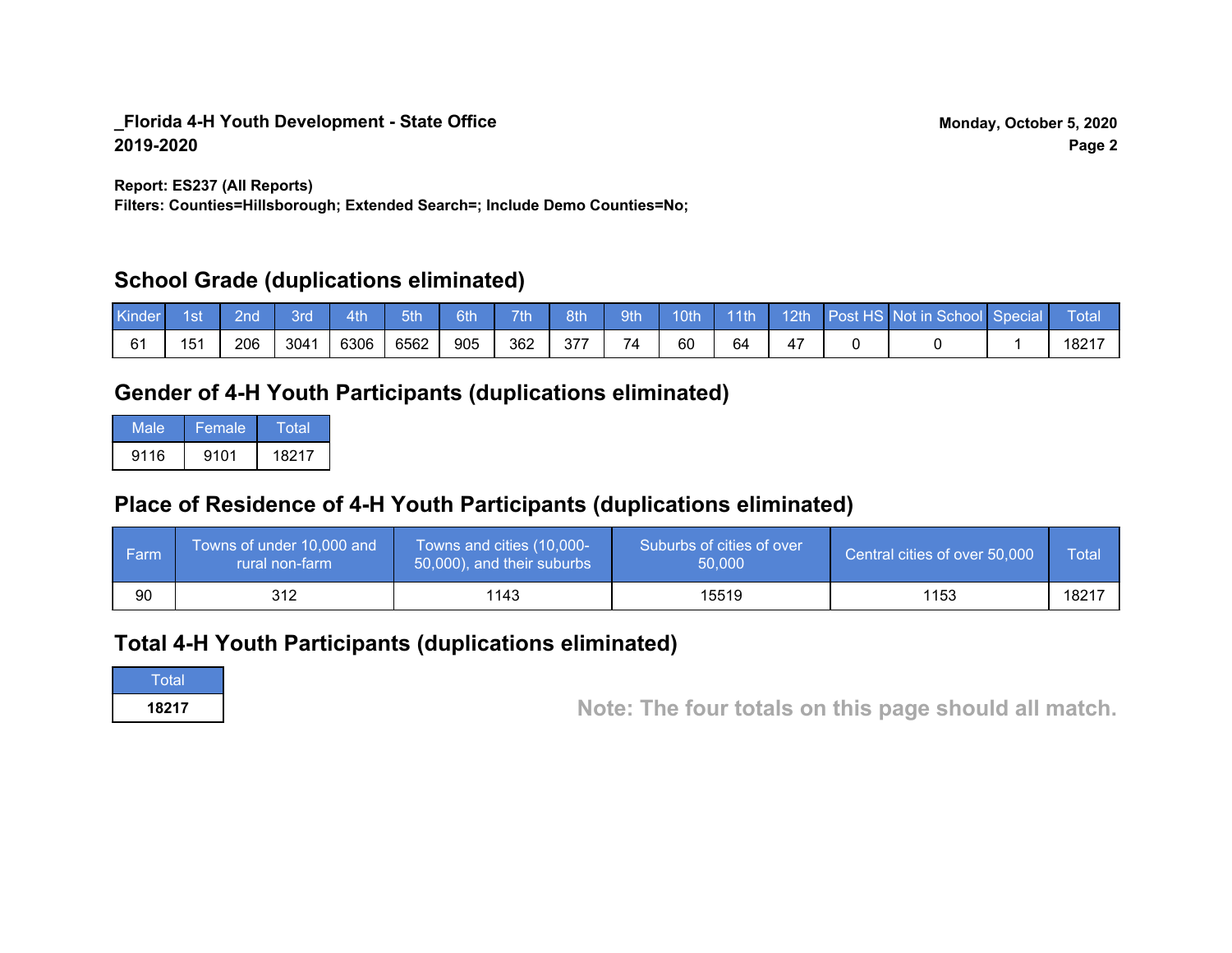**_Florida 4-H Youth Development - State Office**
**2019-2020**

**Monday, October 5, 2020**

**Report: ES237 (All Reports)**
**Filters: Counties=Hillsborough; Extended Search=; Include Demo Counties=No;**

## School Grade (duplications eliminated)

| Kinder | 1st | 2nd | 3rd | 4th | 5th | 6th | 7th | 8th | 9th | 10th | 11th | 12th | Post HS | Not in School | Special | Total |
|---|---|---|---|---|---|---|---|---|---|---|---|---|---|---|---|---|
| 61 | 151 | 206 | 3041 | 6306 | 6562 | 905 | 362 | 377 | 74 | 60 | 64 | 47 | 0 | 0 | 1 | 18217 |

## Gender of 4-H Youth Participants (duplications eliminated)

| Male | Female | Total |
|---|---|---|
| 9116 | 9101 | 18217 |

## Place of Residence of 4-H Youth Participants (duplications eliminated)

| Farm | Towns of under 10,000 and rural non-farm | Towns and cities (10,000-50,000), and their suburbs | Suburbs of cities of over 50,000 | Central cities of over 50,000 | Total |
|---|---|---|---|---|---|
| 90 | 312 | 1143 | 15519 | 1153 | 18217 |

## Total 4-H Youth Participants (duplications eliminated)

| Total |
|---|
| **18217** |

**Note: The four totals on this page should all match.**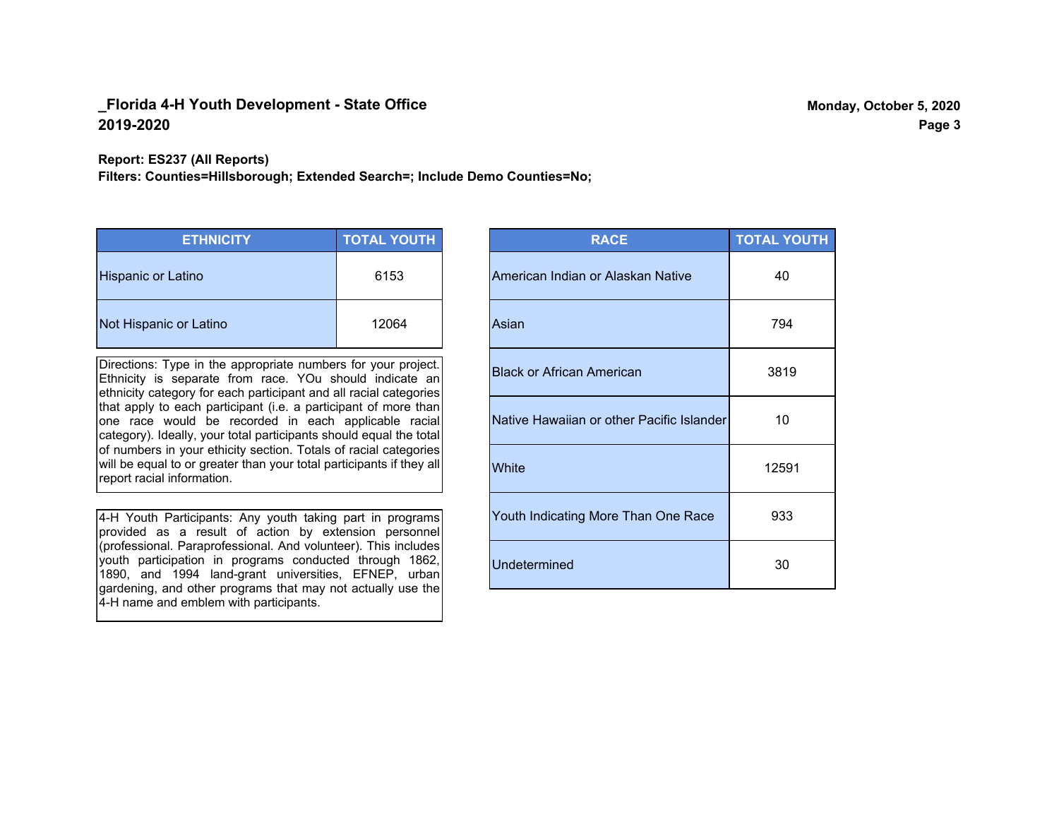**_Florida 4-H Youth Development - State Office**
**2019-2020**

**Monday, October 5, 2020**

**Report: ES237 (All Reports)**
**Filters: Counties=Hillsborough; Extended Search=; Include Demo Counties=No;**

| ETHNICITY | TOTAL YOUTH |
|---|---|
| Hispanic or Latino | 6153 |
| Not Hispanic or Latino | 12064 |

Directions: Type in the appropriate numbers for your project. Ethnicity is separate from race. YOu should indicate an ethnicity category for each participant and all racial categories that apply to each participant (i.e. a participant of more than one race would be recorded in each applicable racial category). Ideally, your total participants should equal the total of numbers in your ethicity section. Totals of racial categories will be equal to or greater than your total participants if they all report racial information.

4-H Youth Participants: Any youth taking part in programs provided as a result of action by extension personnel (professional. Paraprofessional. And volunteer). This includes youth participation in programs conducted through 1862, 1890, and 1994 land-grant universities, EFNEP, urban gardening, and other programs that may not actually use the 4-H name and emblem with participants.

| RACE | TOTAL YOUTH |
|---|---|
| American Indian or Alaskan Native | 40 |
| Asian | 794 |
| Black or African American | 3819 |
| Native Hawaiian or other Pacific Islander | 10 |
| White | 12591 |
| Youth Indicating More Than One Race | 933 |
| Undetermined | 30 |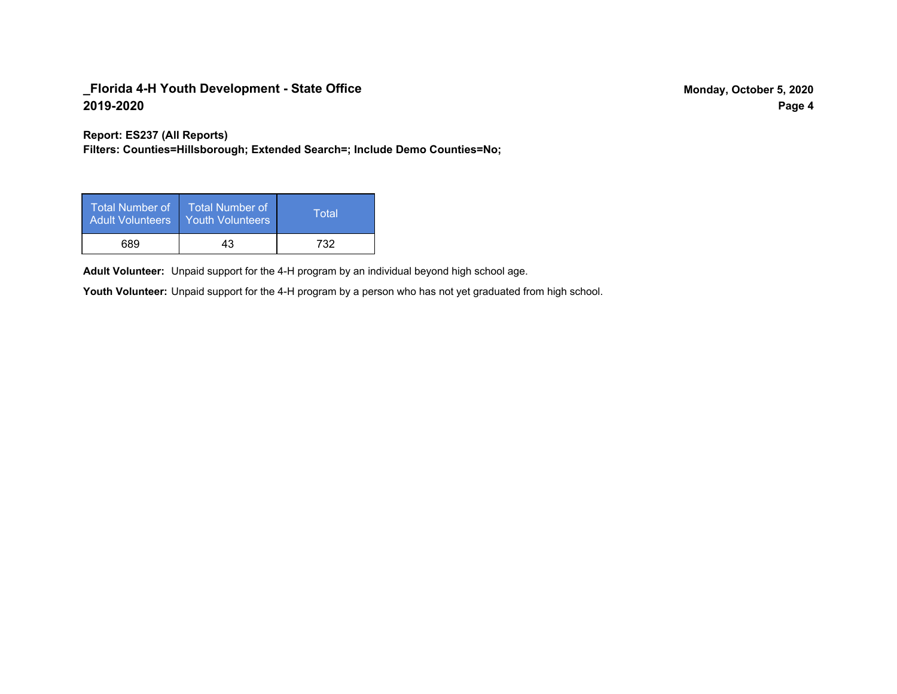**Report: ES237 (All Reports)**
**Filters: Counties=Hillsborough; Extended Search=; Include Demo Counties=No;**

| Total Number of Adult Volunteers | Total Number of Youth Volunteers | Total |
|---|---|---|
| 689 | 43 | 732 |

**Adult Volunteer:** Unpaid support for the 4-H program by an individual beyond high school age.

**Youth Volunteer:** Unpaid support for the 4-H program by a person who has not yet graduated from high school.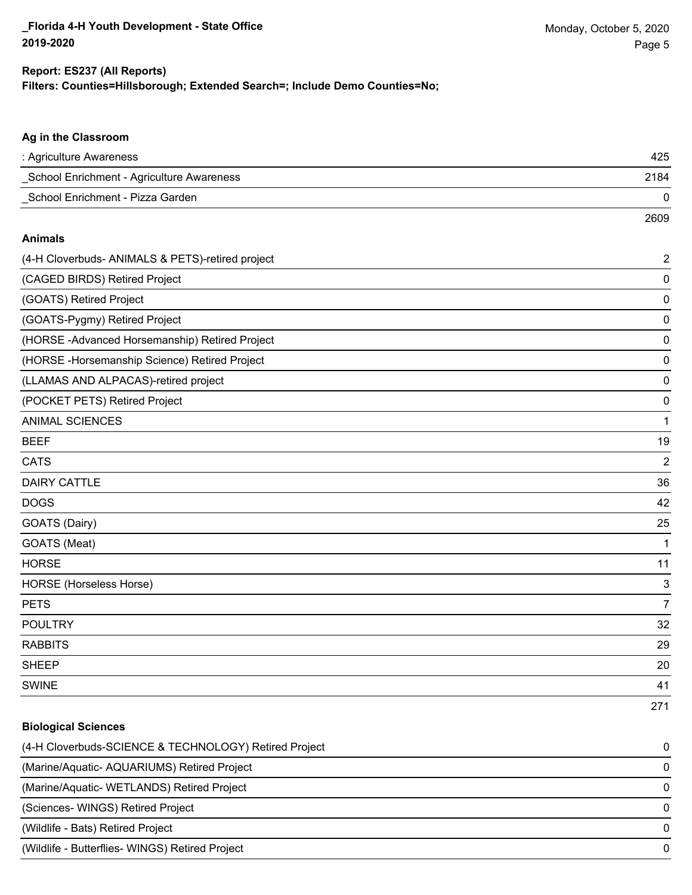**Report: ES237 (All Reports)**
**Filters: Counties=Hillsborough; Extended Search=; Include Demo Counties=No;**

### Ag in the Classroom

| | |
|---|---|
| : Agriculture Awareness | 425 |
| _School Enrichment - Agriculture Awareness | 2184 |
| _School Enrichment - Pizza Garden | 0 |
| | 2609 |

### Animals

| | |
|---|---|
| (4-H Cloverbuds- ANIMALS & PETS)-retired project | 2 |
| (CAGED BIRDS) Retired Project | 0 |
| (GOATS) Retired Project | 0 |
| (GOATS-Pygmy) Retired Project | 0 |
| (HORSE -Advanced Horsemanship) Retired Project | 0 |
| (HORSE -Horsemanship Science) Retired Project | 0 |
| (LLAMAS AND ALPACAS)-retired project | 0 |
| (POCKET PETS) Retired Project | 0 |
| ANIMAL SCIENCES | 1 |
| BEEF | 19 |
| CATS | 2 |
| DAIRY CATTLE | 36 |
| DOGS | 42 |
| GOATS (Dairy) | 25 |
| GOATS (Meat) | 1 |
| HORSE | 11 |
| HORSE (Horseless Horse) | 3 |
| PETS | 7 |
| POULTRY | 32 |
| RABBITS | 29 |
| SHEEP | 20 |
| SWINE | 41 |
| | 271 |

### Biological Sciences

| | |
|---|---|
| (4-H Cloverbuds-SCIENCE & TECHNOLOGY) Retired Project | 0 |
| (Marine/Aquatic- AQUARIUMS) Retired Project | 0 |
| (Marine/Aquatic- WETLANDS) Retired Project | 0 |
| (Sciences- WINGS) Retired Project | 0 |
| (Wildlife - Bats) Retired Project | 0 |
| (Wildlife - Butterflies- WINGS) Retired Project | 0 |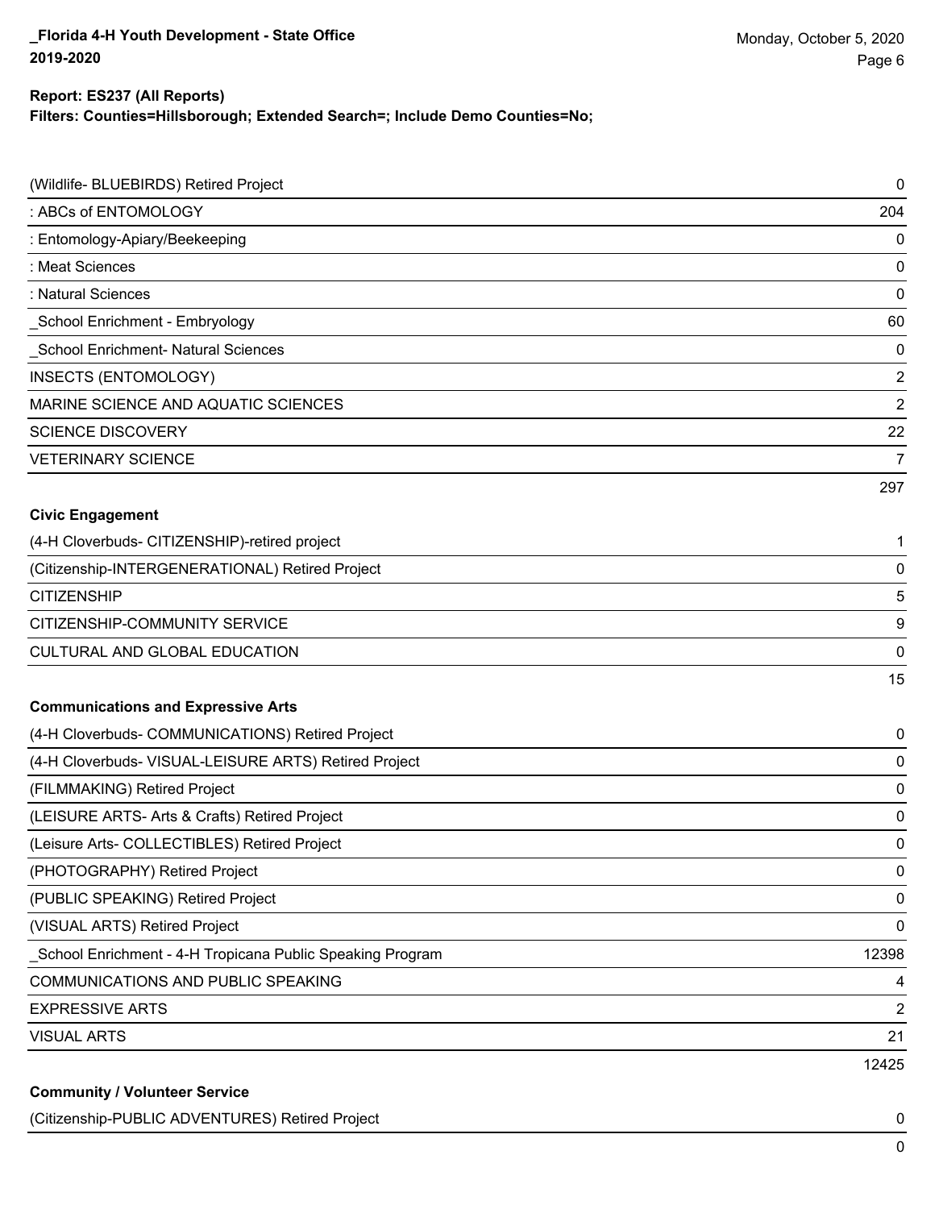**_Florida 4-H Youth Development - State Office**
**2019-2020**

**Report: ES237 (All Reports)**
**Filters: Counties=Hillsborough; Extended Search=; Include Demo Counties=No;**

| | |
|---|---|
| (Wildlife- BLUEBIRDS) Retired Project | 0 |
| : ABCs of ENTOMOLOGY | 204 |
| : Entomology-Apiary/Beekeeping | 0 |
| : Meat Sciences | 0 |
| : Natural Sciences | 0 |
| _School Enrichment - Embryology | 60 |
| _School Enrichment- Natural Sciences | 0 |
| INSECTS (ENTOMOLOGY) | 2 |
| MARINE SCIENCE AND AQUATIC SCIENCES | 2 |
| SCIENCE DISCOVERY | 22 |
| VETERINARY SCIENCE | 7 |
| | 297 |

**Civic Engagement**

| | |
|---|---|
| (4-H Cloverbuds- CITIZENSHIP)-retired project | 1 |
| (Citizenship-INTERGENERATIONAL) Retired Project | 0 |
| CITIZENSHIP | 5 |
| CITIZENSHIP-COMMUNITY SERVICE | 9 |
| CULTURAL AND GLOBAL EDUCATION | 0 |
| | 15 |

**Communications and Expressive Arts**

| | |
|---|---|
| (4-H Cloverbuds- COMMUNICATIONS) Retired Project | 0 |
| (4-H Cloverbuds- VISUAL-LEISURE ARTS) Retired Project | 0 |
| (FILMMAKING) Retired Project | 0 |
| (LEISURE ARTS- Arts & Crafts) Retired Project | 0 |
| (Leisure Arts- COLLECTIBLES) Retired Project | 0 |
| (PHOTOGRAPHY) Retired Project | 0 |
| (PUBLIC SPEAKING) Retired Project | 0 |
| (VISUAL ARTS) Retired Project | 0 |
| _School Enrichment - 4-H Tropicana Public Speaking Program | 12398 |
| COMMUNICATIONS AND PUBLIC SPEAKING | 4 |
| EXPRESSIVE ARTS | 2 |
| VISUAL ARTS | 21 |
| | 12425 |

**Community / Volunteer Service**

| | |
|---|---|
| (Citizenship-PUBLIC ADVENTURES) Retired Project | 0 |
| | 0 |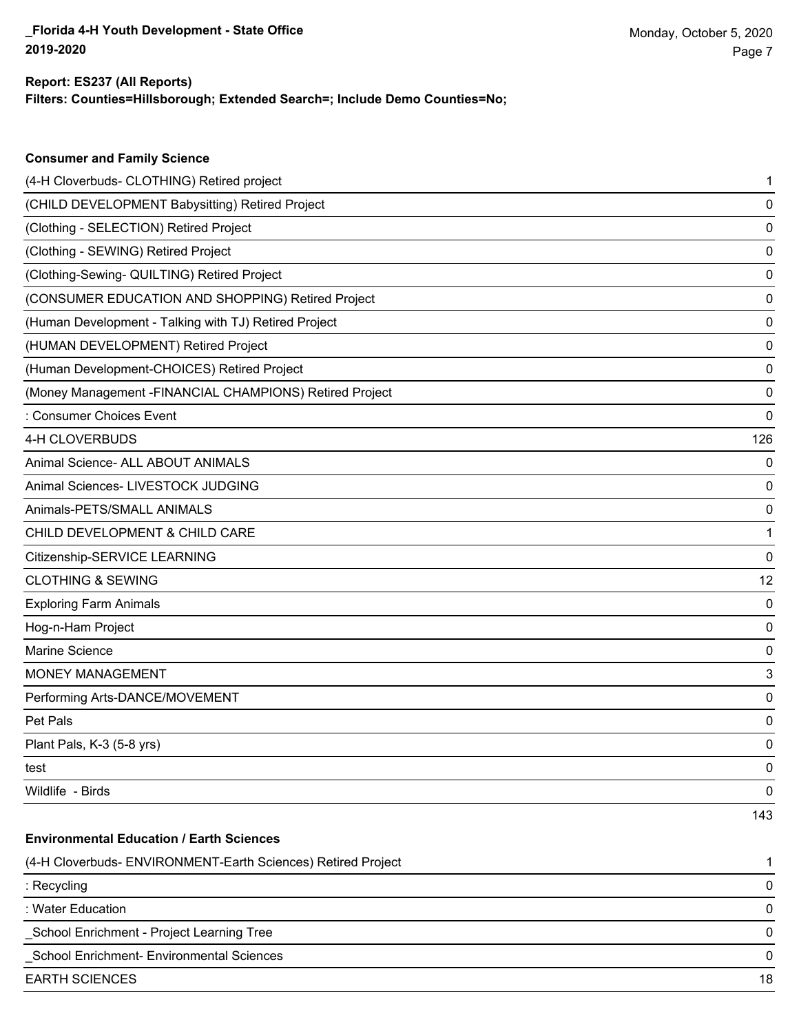**Report: ES237 (All Reports)**
**Filters: Counties=Hillsborough; Extended Search=; Include Demo Counties=No;**

### Consumer and Family Science

| | |
|---|---|
| (4-H Cloverbuds- CLOTHING) Retired project | 1 |
| (CHILD DEVELOPMENT Babysitting) Retired Project | 0 |
| (Clothing - SELECTION) Retired Project | 0 |
| (Clothing - SEWING) Retired Project | 0 |
| (Clothing-Sewing- QUILTING) Retired Project | 0 |
| (CONSUMER EDUCATION AND SHOPPING) Retired Project | 0 |
| (Human Development - Talking with TJ) Retired Project | 0 |
| (HUMAN DEVELOPMENT) Retired Project | 0 |
| (Human Development-CHOICES) Retired Project | 0 |
| (Money Management -FINANCIAL CHAMPIONS) Retired Project | 0 |
| : Consumer Choices Event | 0 |
| 4-H CLOVERBUDS | 126 |
| Animal Science- ALL ABOUT ANIMALS | 0 |
| Animal Sciences- LIVESTOCK JUDGING | 0 |
| Animals-PETS/SMALL ANIMALS | 0 |
| CHILD DEVELOPMENT & CHILD CARE | 1 |
| Citizenship-SERVICE LEARNING | 0 |
| CLOTHING & SEWING | 12 |
| Exploring Farm Animals | 0 |
| Hog-n-Ham Project | 0 |
| Marine Science | 0 |
| MONEY MANAGEMENT | 3 |
| Performing Arts-DANCE/MOVEMENT | 0 |
| Pet Pals | 0 |
| Plant Pals, K-3 (5-8 yrs) | 0 |
| test | 0 |
| Wildlife - Birds | 0 |
| | 143 |

### Environmental Education / Earth Sciences

| | |
|---|---|
| (4-H Cloverbuds- ENVIRONMENT-Earth Sciences) Retired Project | 1 |
| : Recycling | 0 |
| : Water Education | 0 |
| _School Enrichment - Project Learning Tree | 0 |
| _School Enrichment- Environmental Sciences | 0 |
| EARTH SCIENCES | 18 |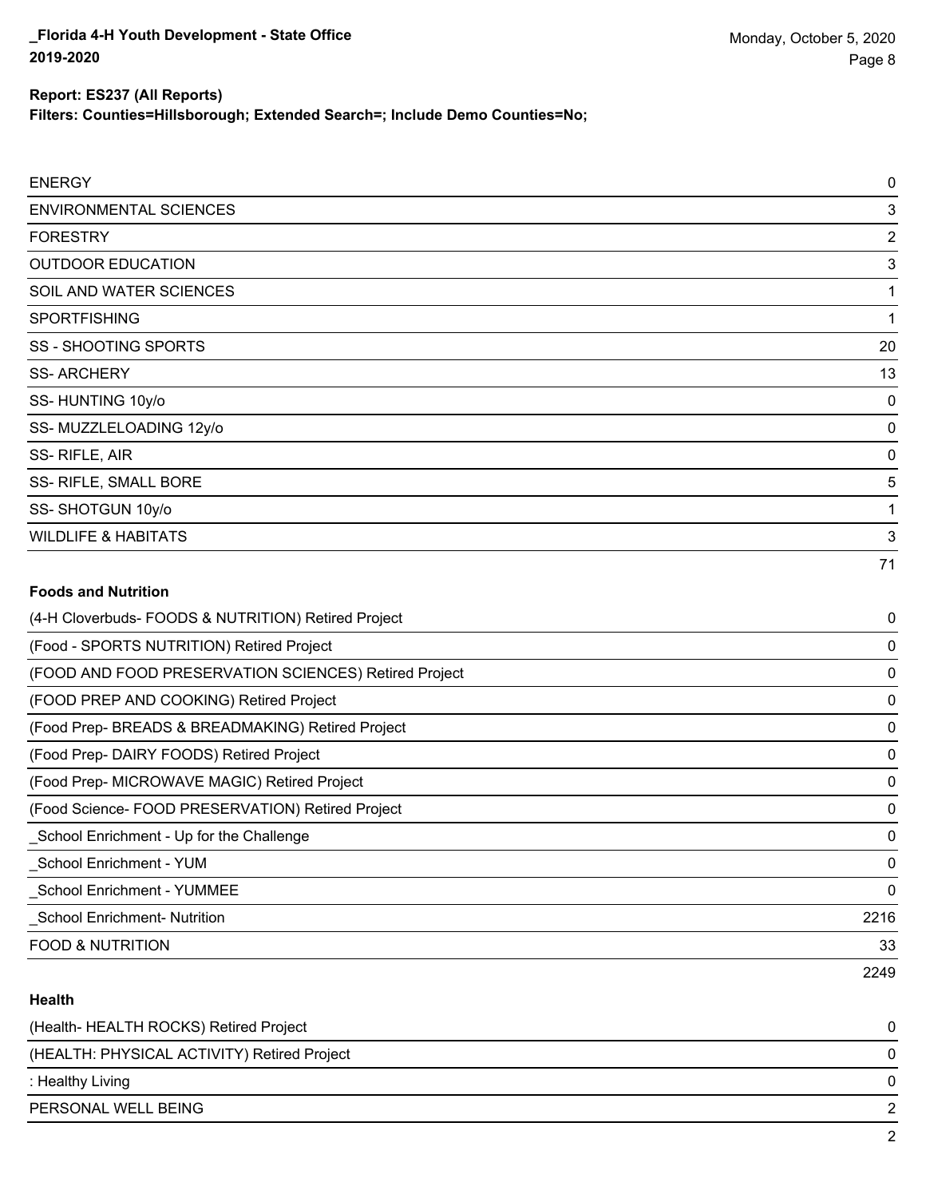| | |
|---|---|
| ENERGY | 0 |
| ENVIRONMENTAL SCIENCES | 3 |
| FORESTRY | 2 |
| OUTDOOR EDUCATION | 3 |
| SOIL AND WATER SCIENCES | 1 |
| SPORTFISHING | 1 |
| SS - SHOOTING SPORTS | 20 |
| SS- ARCHERY | 13 |
| SS- HUNTING 10y/o | 0 |
| SS- MUZZLELOADING 12y/o | 0 |
| SS- RIFLE, AIR | 0 |
| SS- RIFLE, SMALL BORE | 5 |
| SS- SHOTGUN 10y/o | 1 |
| WILDLIFE & HABITATS | 3 |
| | 71 |

**Foods and Nutrition**

| | |
|---|---|
| (4-H Cloverbuds- FOODS & NUTRITION) Retired Project | 0 |
| (Food - SPORTS NUTRITION) Retired Project | 0 |
| (FOOD AND FOOD PRESERVATION SCIENCES) Retired Project | 0 |
| (FOOD PREP AND COOKING) Retired Project | 0 |
| (Food Prep- BREADS & BREADMAKING) Retired Project | 0 |
| (Food Prep- DAIRY FOODS) Retired Project | 0 |
| (Food Prep- MICROWAVE MAGIC) Retired Project | 0 |
| (Food Science- FOOD PRESERVATION) Retired Project | 0 |
| _School Enrichment - Up for the Challenge | 0 |
| _School Enrichment - YUM | 0 |
| _School Enrichment - YUMMEE | 0 |
| _School Enrichment- Nutrition | 2216 |
| FOOD & NUTRITION | 33 |
| | 2249 |

**Health**

| | |
|---|---|
| (Health- HEALTH ROCKS) Retired Project | 0 |
| (HEALTH: PHYSICAL ACTIVITY) Retired Project | 0 |
| : Healthy Living | 0 |
| PERSONAL WELL BEING | 2 |
| | 2 |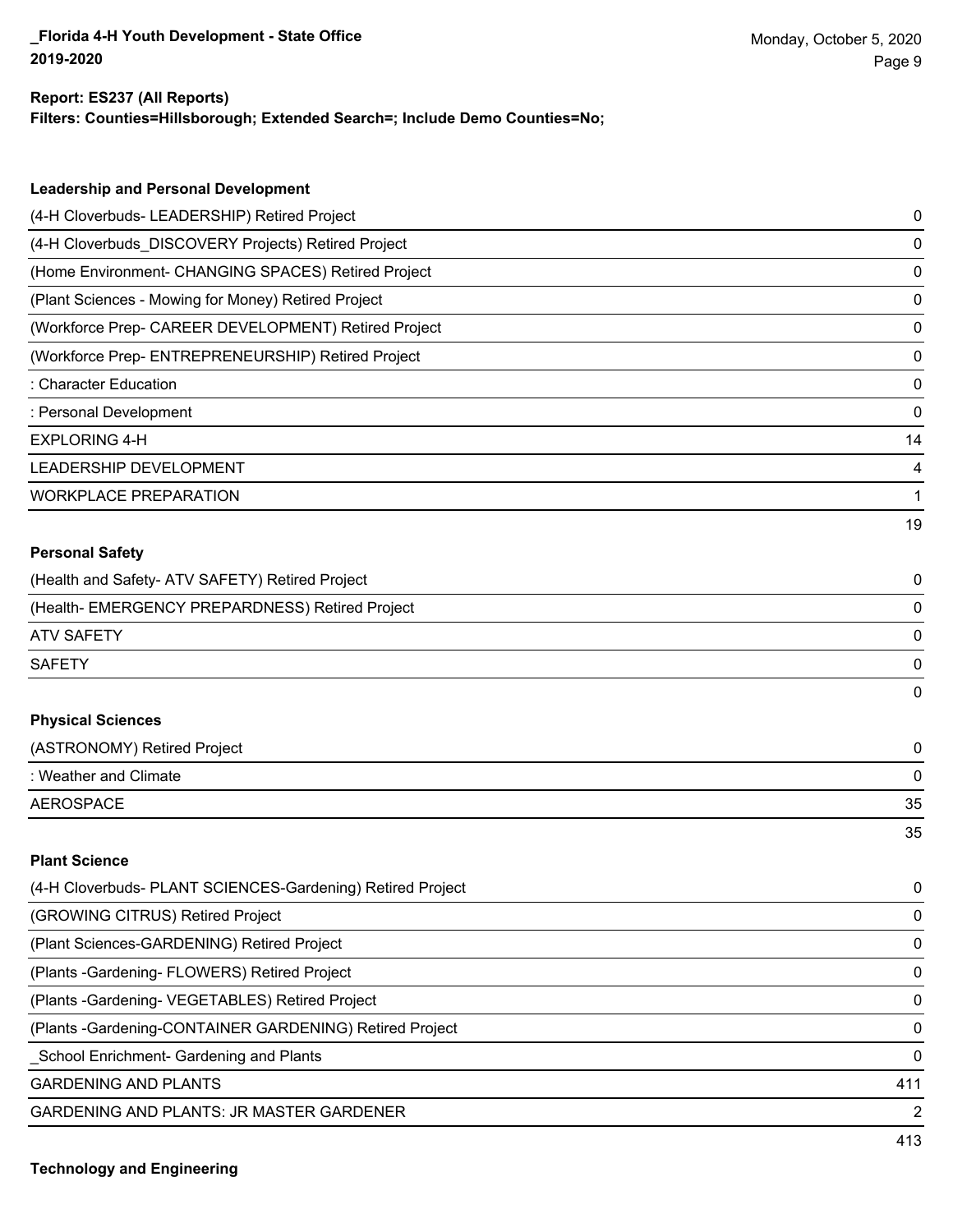**Report: ES237 (All Reports)**
**Filters: Counties=Hillsborough; Extended Search=; Include Demo Counties=No;**

### Leadership and Personal Development

| | |
|---|---|
| (4-H Cloverbuds- LEADERSHIP) Retired Project | 0 |
| (4-H Cloverbuds_DISCOVERY Projects) Retired Project | 0 |
| (Home Environment- CHANGING SPACES) Retired Project | 0 |
| (Plant Sciences - Mowing for Money) Retired Project | 0 |
| (Workforce Prep- CAREER DEVELOPMENT) Retired Project | 0 |
| (Workforce Prep- ENTREPRENEURSHIP) Retired Project | 0 |
| : Character Education | 0 |
| : Personal Development | 0 |
| EXPLORING 4-H | 14 |
| LEADERSHIP DEVELOPMENT | 4 |
| WORKPLACE PREPARATION | 1 |
| | 19 |

### Personal Safety

| | |
|---|---|
| (Health and Safety- ATV SAFETY) Retired Project | 0 |
| (Health- EMERGENCY PREPARDNESS) Retired Project | 0 |
| ATV SAFETY | 0 |
| SAFETY | 0 |
| | 0 |

### Physical Sciences

| | |
|---|---|
| (ASTRONOMY) Retired Project | 0 |
| : Weather and Climate | 0 |
| AEROSPACE | 35 |
| | 35 |

### Plant Science

| | |
|---|---|
| (4-H Cloverbuds- PLANT SCIENCES-Gardening) Retired Project | 0 |
| (GROWING CITRUS) Retired Project | 0 |
| (Plant Sciences-GARDENING) Retired Project | 0 |
| (Plants -Gardening- FLOWERS) Retired Project | 0 |
| (Plants -Gardening- VEGETABLES) Retired Project | 0 |
| (Plants -Gardening-CONTAINER GARDENING) Retired Project | 0 |
| _School Enrichment- Gardening and Plants | 0 |
| GARDENING AND PLANTS | 411 |
| GARDENING AND PLANTS: JR MASTER GARDENER | 2 |
| | 413 |

### Technology and Engineering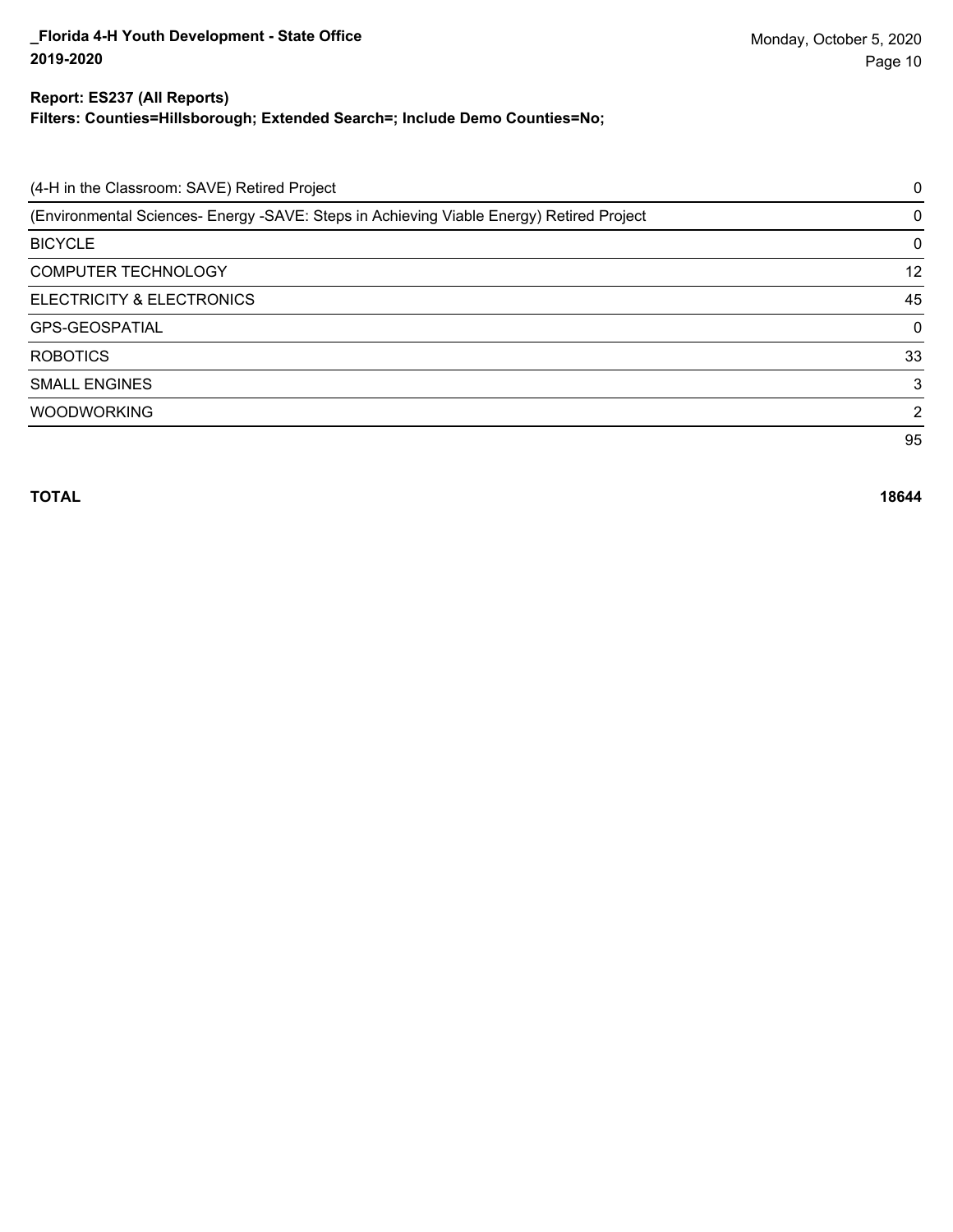**Report: ES237 (All Reports)**
**Filters: Counties=Hillsborough; Extended Search=; Include Demo Counties=No;**

| | |
|---|---|
| (4-H in the Classroom: SAVE) Retired Project | 0 |
| (Environmental Sciences- Energy -SAVE: Steps in Achieving Viable Energy) Retired Project | 0 |
| BICYCLE | 0 |
| COMPUTER TECHNOLOGY | 12 |
| ELECTRICITY & ELECTRONICS | 45 |
| GPS-GEOSPATIAL | 0 |
| ROBOTICS | 33 |
| SMALL ENGINES | 3 |
| WOODWORKING | 2 |
| | 95 |

| | |
|---|---|
| **TOTAL** | **18644** |